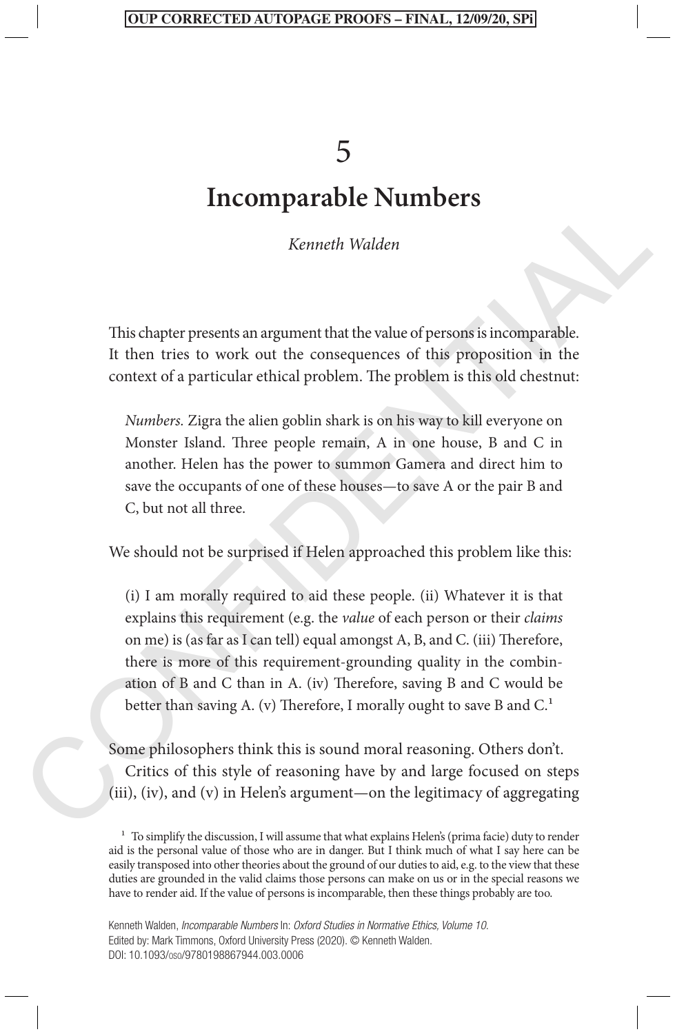# 5

# Incomparable Numbers

*Kenneth Walden*

This chapter presents an argument that the value of persons is incomparable. It then tries to work out the consequences of this proposition in the context of a particular ethical problem. The problem is this old chestnut:

> *Numbers.* Zigra the alien goblin shark is on his way to kill everyone on Monster Island. Three people remain, A in one house, B and C in another. Helen has the power to summon Gamera and direct him to save the occupants of one of these houses—to save A or the pair B and C, but not all three.

We should not be surprised if Helen approached this problem like this:

> (i) I am morally required to aid these people. (ii) Whatever it is that explains this requirement (e.g. the *value* of each person or their *claims* on me) is (as far as I can tell) equal amongst A, B, and C. (iii) Therefore, there is more of this requirement-grounding quality in the combination of B and C than in A. (iv) Therefore, saving B and C would be better than saving A. (v) Therefore, I morally ought to save B and C.[1]

Some philosophers think this is sound moral reasoning. Others don't.

Critics of this style of reasoning have by and large focused on steps (iii), (iv), and (v) in Helen's argument—on the legitimacy of aggregating

[1] To simplify the discussion, I will assume that what explains Helen's (prima facie) duty to render aid is the personal value of those who are in danger. But I think much of what I say here can be easily transposed into other theories about the ground of our duties to aid, e.g. to the view that these duties are grounded in the valid claims those persons can make on us or in the special reasons we have to render aid. If the value of persons is incomparable, then these things probably are too.

Kenneth Walden, *Incomparable Numbers* In: *Oxford Studies in Normative Ethics, Volume 10.* Edited by: Mark Timmons, Oxford University Press (2020). © Kenneth Walden. DOI: 10.1093/oso/9780198867944.003.0006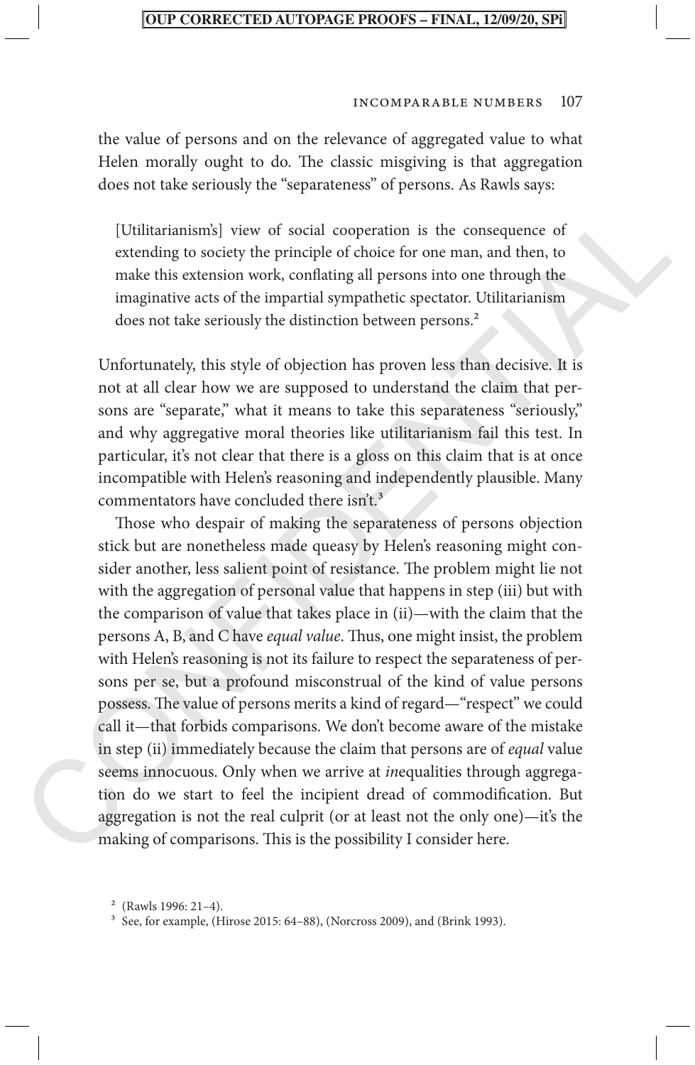the value of persons and on the relevance of aggregated value to what Helen morally ought to do. The classic misgiving is that aggregation does not take seriously the "separateness" of persons. As Rawls says:

> [Utilitarianism's] view of social cooperation is the consequence of extending to society the principle of choice for one man, and then, to make this extension work, conflating all persons into one through the imaginative acts of the impartial sympathetic spectator. Utilitarianism does not take seriously the distinction between persons.[2]

Unfortunately, this style of objection has proven less than decisive. It is not at all clear how we are supposed to understand the claim that persons are "separate," what it means to take this separateness "seriously," and why aggregative moral theories like utilitarianism fail this test. In particular, it's not clear that there is a gloss on this claim that is at once incompatible with Helen's reasoning and independently plausible. Many commentators have concluded there isn't.[3]

Those who despair of making the separateness of persons objection stick but are nonetheless made queasy by Helen's reasoning might consider another, less salient point of resistance. The problem might lie not with the aggregation of personal value that happens in step (iii) but with the comparison of value that takes place in (ii)—with the claim that the persons A, B, and C have *equal value*. Thus, one might insist, the problem with Helen's reasoning is not its failure to respect the separateness of persons per se, but a profound misconstrual of the kind of value persons possess. The value of persons merits a kind of regard—"respect" we could call it—that forbids comparisons. We don't become aware of the mistake in step (ii) immediately because the claim that persons are of *equal* value seems innocuous. Only when we arrive at *in*equalities through aggregation do we start to feel the incipient dread of commodification. But aggregation is not the real culprit (or at least not the only one)—it's the making of comparisons. This is the possibility I consider here.

[2] (Rawls 1996: 21–4).

[3] See, for example, (Hirose 2015: 64–88), (Norcross 2009), and (Brink 1993).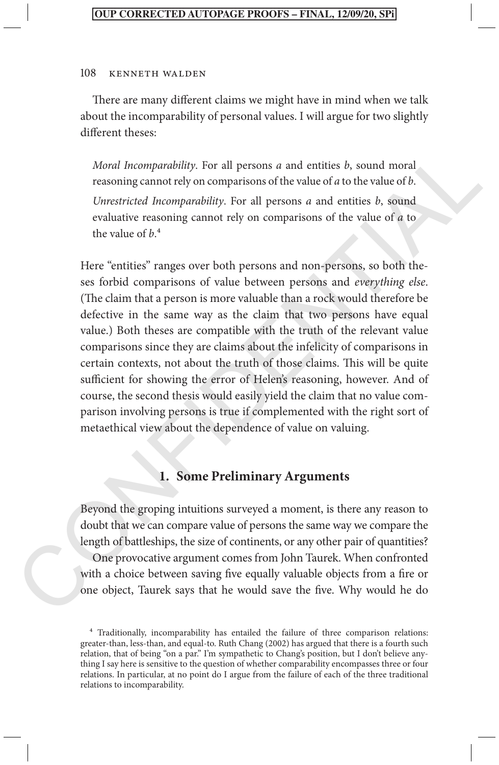There are many different claims we might have in mind when we talk about the incomparability of personal values. I will argue for two slightly different theses:

> *Moral Incomparability*. For all persons *a* and entities *b*, sound moral reasoning cannot rely on comparisons of the value of *a* to the value of *b*.
>
> *Unrestricted Incomparability*. For all persons *a* and entities *b*, sound evaluative reasoning cannot rely on comparisons of the value of *a* to the value of *b*.[4]

Here "entities" ranges over both persons and non-persons, so both theses forbid comparisons of value between persons and *everything else*. (The claim that a person is more valuable than a rock would therefore be defective in the same way as the claim that two persons have equal value.) Both theses are compatible with the truth of the relevant value comparisons since they are claims about the infelicity of comparisons in certain contexts, not about the truth of those claims. This will be quite sufficient for showing the error of Helen's reasoning, however. And of course, the second thesis would easily yield the claim that no value comparison involving persons is true if complemented with the right sort of metaethical view about the dependence of value on valuing.

## 1. Some Preliminary Arguments

Beyond the groping intuitions surveyed a moment, is there any reason to doubt that we can compare value of persons the same way we compare the length of battleships, the size of continents, or any other pair of quantities?

One provocative argument comes from John Taurek. When confronted with a choice between saving five equally valuable objects from a fire or one object, Taurek says that he would save the five. Why would he do

[4] Traditionally, incomparability has entailed the failure of three comparison relations: greater-than, less-than, and equal-to. Ruth Chang (2002) has argued that there is a fourth such relation, that of being "on a par." I'm sympathetic to Chang's position, but I don't believe anything I say here is sensitive to the question of whether comparability encompasses three or four relations. In particular, at no point do I argue from the failure of each of the three traditional relations to incomparability.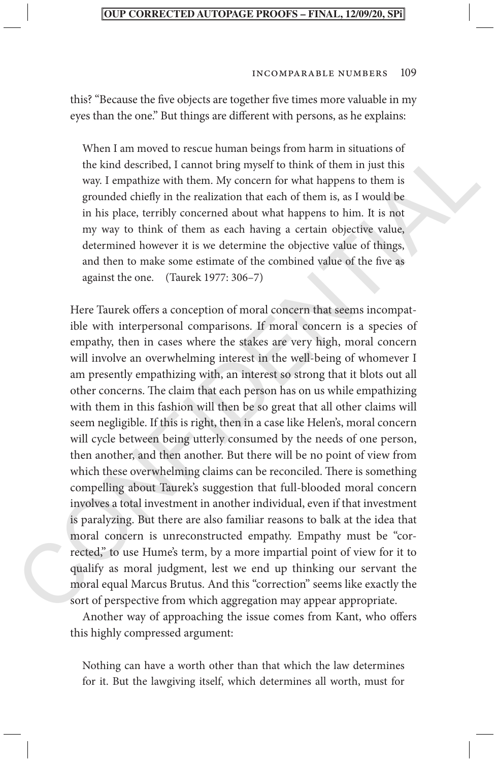this? "Because the five objects are together five times more valuable in my eyes than the one." But things are different with persons, as he explains:

> When I am moved to rescue human beings from harm in situations of the kind described, I cannot bring myself to think of them in just this way. I empathize with them. My concern for what happens to them is grounded chiefly in the realization that each of them is, as I would be in his place, terribly concerned about what happens to him. It is not my way to think of them as each having a certain objective value, determined however it is we determine the objective value of things, and then to make some estimate of the combined value of the five as against the one. (Taurek 1977: 306–7)

Here Taurek offers a conception of moral concern that seems incompatible with interpersonal comparisons. If moral concern is a species of empathy, then in cases where the stakes are very high, moral concern will involve an overwhelming interest in the well-being of whomever I am presently empathizing with, an interest so strong that it blots out all other concerns. The claim that each person has on us while empathizing with them in this fashion will then be so great that all other claims will seem negligible. If this is right, then in a case like Helen's, moral concern will cycle between being utterly consumed by the needs of one person, then another, and then another. But there will be no point of view from which these overwhelming claims can be reconciled. There is something compelling about Taurek's suggestion that full-blooded moral concern involves a total investment in another individual, even if that investment is paralyzing. But there are also familiar reasons to balk at the idea that moral concern is unreconstructed empathy. Empathy must be "corrected," to use Hume's term, by a more impartial point of view for it to qualify as moral judgment, lest we end up thinking our servant the moral equal Marcus Brutus. And this "correction" seems like exactly the sort of perspective from which aggregation may appear appropriate.

Another way of approaching the issue comes from Kant, who offers this highly compressed argument:

> Nothing can have a worth other than that which the law determines for it. But the lawgiving itself, which determines all worth, must for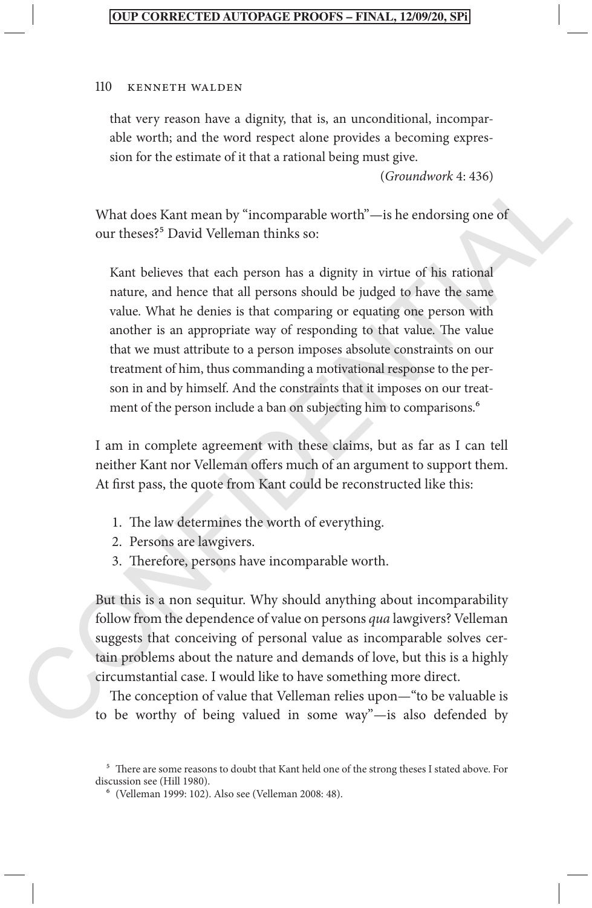> that very reason have a dignity, that is, an unconditional, incomparable worth; and the word respect alone provides a becoming expression for the estimate of it that a rational being must give.
>
> (*Groundwork* 4: 436)

What does Kant mean by "incomparable worth"—is he endorsing one of our theses?[5] David Velleman thinks so:

> Kant believes that each person has a dignity in virtue of his rational nature, and hence that all persons should be judged to have the same value. What he denies is that comparing or equating one person with another is an appropriate way of responding to that value. The value that we must attribute to a person imposes absolute constraints on our treatment of him, thus commanding a motivational response to the person in and by himself. And the constraints that it imposes on our treatment of the person include a ban on subjecting him to comparisons.[6]

I am in complete agreement with these claims, but as far as I can tell neither Kant nor Velleman offers much of an argument to support them. At first pass, the quote from Kant could be reconstructed like this:

1. The law determines the worth of everything.
2. Persons are lawgivers.
3. Therefore, persons have incomparable worth.

But this is a non sequitur. Why should anything about incomparability follow from the dependence of value on persons *qua* lawgivers? Velleman suggests that conceiving of personal value as incomparable solves certain problems about the nature and demands of love, but this is a highly circumstantial case. I would like to have something more direct.

The conception of value that Velleman relies upon—"to be valuable is to be worthy of being valued in some way"—is also defended by

[5] There are some reasons to doubt that Kant held one of the strong theses I stated above. For discussion see (Hill 1980).

[6] (Velleman 1999: 102). Also see (Velleman 2008: 48).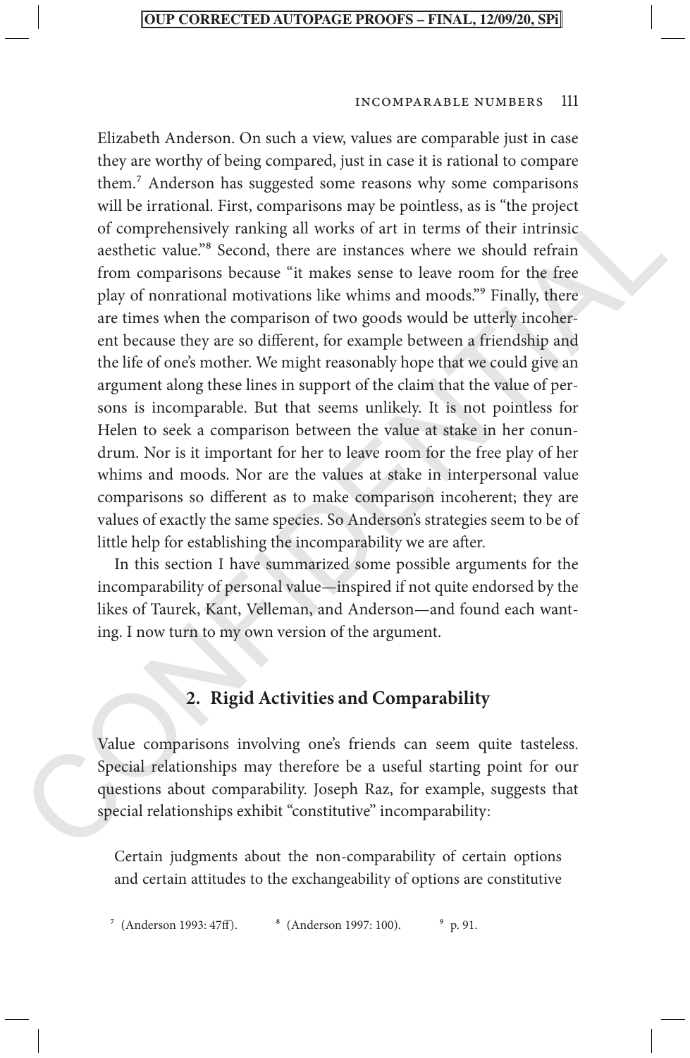Elizabeth Anderson. On such a view, values are comparable just in case they are worthy of being compared, just in case it is rational to compare them.[7] Anderson has suggested some reasons why some comparisons will be irrational. First, comparisons may be pointless, as is "the project of comprehensively ranking all works of art in terms of their intrinsic aesthetic value."[8] Second, there are instances where we should refrain from comparisons because "it makes sense to leave room for the free play of nonrational motivations like whims and moods."[9] Finally, there are times when the comparison of two goods would be utterly incoherent because they are so different, for example between a friendship and the life of one's mother. We might reasonably hope that we could give an argument along these lines in support of the claim that the value of persons is incomparable. But that seems unlikely. It is not pointless for Helen to seek a comparison between the value at stake in her conundrum. Nor is it important for her to leave room for the free play of her whims and moods. Nor are the values at stake in interpersonal value comparisons so different as to make comparison incoherent; they are values of exactly the same species. So Anderson's strategies seem to be of little help for establishing the incomparability we are after.

In this section I have summarized some possible arguments for the incomparability of personal value—inspired if not quite endorsed by the likes of Taurek, Kant, Velleman, and Anderson—and found each wanting. I now turn to my own version of the argument.

## 2. Rigid Activities and Comparability

Value comparisons involving one's friends can seem quite tasteless. Special relationships may therefore be a useful starting point for our questions about comparability. Joseph Raz, for example, suggests that special relationships exhibit "constitutive" incomparability:

> Certain judgments about the non-comparability of certain options and certain attitudes to the exchangeability of options are constitutive

[7] (Anderson 1993: 47ff). [8] (Anderson 1997: 100). [9] p. 91.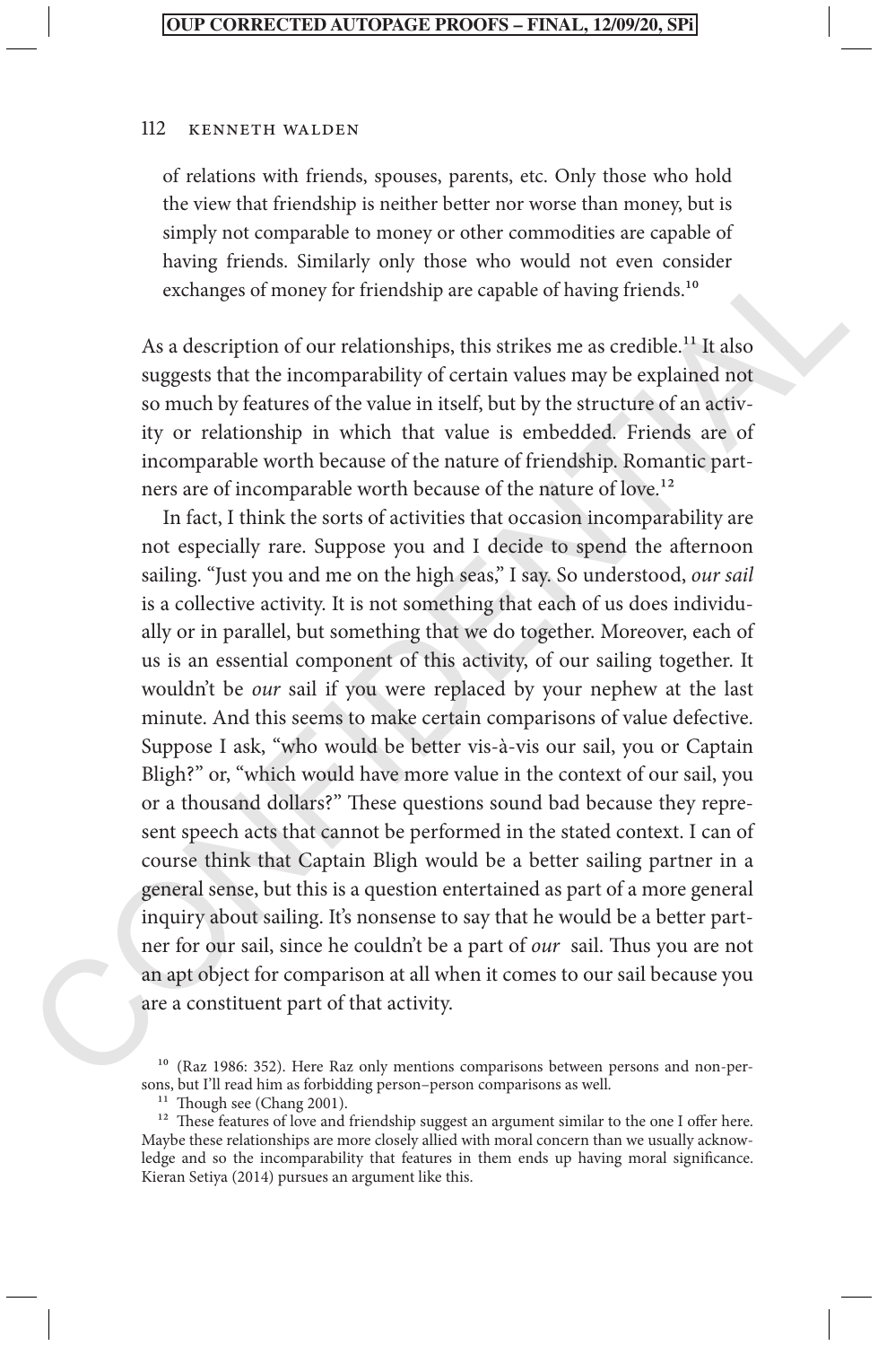of relations with friends, spouses, parents, etc. Only those who hold the view that friendship is neither better nor worse than money, but is simply not comparable to money or other commodities are capable of having friends. Similarly only those who would not even consider exchanges of money for friendship are capable of having friends.[10]

As a description of our relationships, this strikes me as credible.[11] It also suggests that the incomparability of certain values may be explained not so much by features of the value in itself, but by the structure of an activity or relationship in which that value is embedded. Friends are of incomparable worth because of the nature of friendship. Romantic partners are of incomparable worth because of the nature of love.[12]

In fact, I think the sorts of activities that occasion incomparability are not especially rare. Suppose you and I decide to spend the afternoon sailing. "Just you and me on the high seas," I say. So understood, *our sail* is a collective activity. It is not something that each of us does individually or in parallel, but something that we do together. Moreover, each of us is an essential component of this activity, of our sailing together. It wouldn't be *our* sail if you were replaced by your nephew at the last minute. And this seems to make certain comparisons of value defective. Suppose I ask, "who would be better vis-à-vis our sail, you or Captain Bligh?" or, "which would have more value in the context of our sail, you or a thousand dollars?" These questions sound bad because they represent speech acts that cannot be performed in the stated context. I can of course think that Captain Bligh would be a better sailing partner in a general sense, but this is a question entertained as part of a more general inquiry about sailing. It's nonsense to say that he would be a better partner for our sail, since he couldn't be a part of *our* sail. Thus you are not an apt object for comparison at all when it comes to our sail because you are a constituent part of that activity.

---

[10] (Raz 1986: 352). Here Raz only mentions comparisons between persons and non-persons, but I'll read him as forbidding person–person comparisons as well.

[11] Though see (Chang 2001).

[12] These features of love and friendship suggest an argument similar to the one I offer here. Maybe these relationships are more closely allied with moral concern than we usually acknowledge and so the incomparability that features in them ends up having moral significance. Kieran Setiya (2014) pursues an argument like this.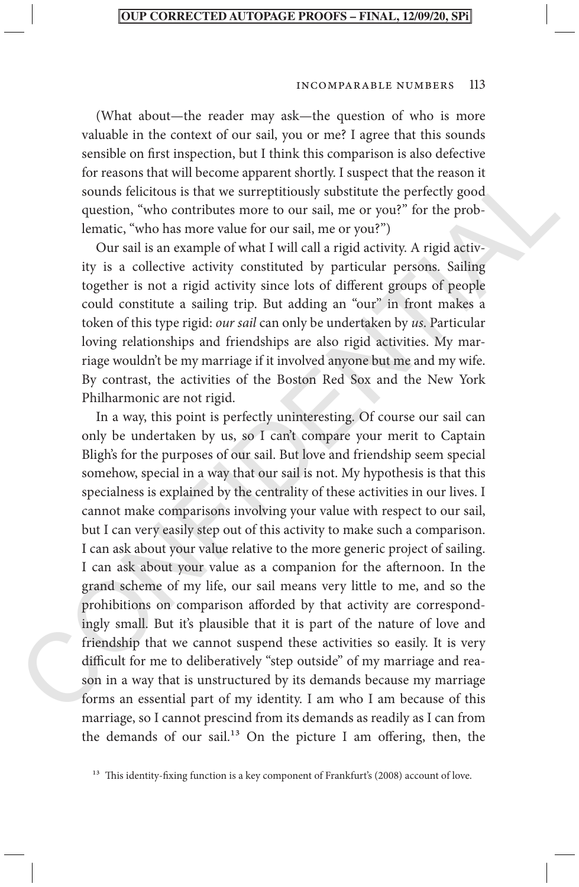(What about—the reader may ask—the question of who is more valuable in the context of our sail, you or me? I agree that this sounds sensible on first inspection, but I think this comparison is also defective for reasons that will become apparent shortly. I suspect that the reason it sounds felicitous is that we surreptitiously substitute the perfectly good question, "who contributes more to our sail, me or you?" for the problematic, "who has more value for our sail, me or you?")

Our sail is an example of what I will call a rigid activity. A rigid activity is a collective activity constituted by particular persons. Sailing together is not a rigid activity since lots of different groups of people could constitute a sailing trip. But adding an "our" in front makes a token of this type rigid: *our sail* can only be undertaken by *us*. Particular loving relationships and friendships are also rigid activities. My marriage wouldn't be my marriage if it involved anyone but me and my wife. By contrast, the activities of the Boston Red Sox and the New York Philharmonic are not rigid.

In a way, this point is perfectly uninteresting. Of course our sail can only be undertaken by us, so I can't compare your merit to Captain Bligh's for the purposes of our sail. But love and friendship seem special somehow, special in a way that our sail is not. My hypothesis is that this specialness is explained by the centrality of these activities in our lives. I cannot make comparisons involving your value with respect to our sail, but I can very easily step out of this activity to make such a comparison. I can ask about your value relative to the more generic project of sailing. I can ask about your value as a companion for the afternoon. In the grand scheme of my life, our sail means very little to me, and so the prohibitions on comparison afforded by that activity are correspondingly small. But it's plausible that it is part of the nature of love and friendship that we cannot suspend these activities so easily. It is very difficult for me to deliberatively "step outside" of my marriage and reason in a way that is unstructured by its demands because my marriage forms an essential part of my identity. I am who I am because of this marriage, so I cannot prescind from its demands as readily as I can from the demands of our sail.[13] On the picture I am offering, then, the

[13] This identity-fixing function is a key component of Frankfurt's (2008) account of love.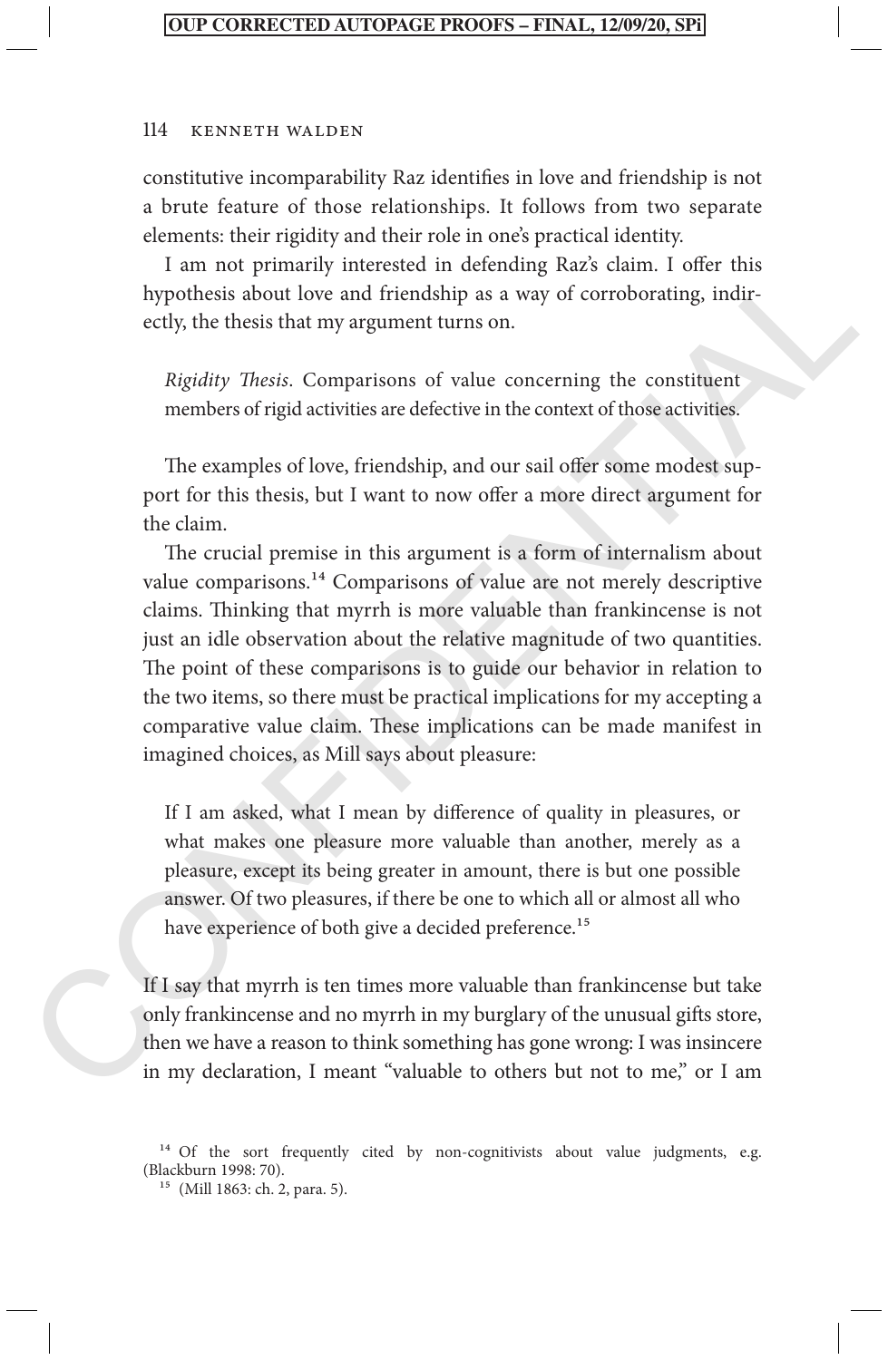constitutive incomparability Raz identifies in love and friendship is not a brute feature of those relationships. It follows from two separate elements: their rigidity and their role in one's practical identity.

I am not primarily interested in defending Raz's claim. I offer this hypothesis about love and friendship as a way of corroborating, indirectly, the thesis that my argument turns on.

> *Rigidity Thesis*. Comparisons of value concerning the constituent members of rigid activities are defective in the context of those activities.

The examples of love, friendship, and our sail offer some modest support for this thesis, but I want to now offer a more direct argument for the claim.

The crucial premise in this argument is a form of internalism about value comparisons.[14] Comparisons of value are not merely descriptive claims. Thinking that myrrh is more valuable than frankincense is not just an idle observation about the relative magnitude of two quantities. The point of these comparisons is to guide our behavior in relation to the two items, so there must be practical implications for my accepting a comparative value claim. These implications can be made manifest in imagined choices, as Mill says about pleasure:

> If I am asked, what I mean by difference of quality in pleasures, or what makes one pleasure more valuable than another, merely as a pleasure, except its being greater in amount, there is but one possible answer. Of two pleasures, if there be one to which all or almost all who have experience of both give a decided preference.[15]

If I say that myrrh is ten times more valuable than frankincense but take only frankincense and no myrrh in my burglary of the unusual gifts store, then we have a reason to think something has gone wrong: I was insincere in my declaration, I meant "valuable to others but not to me," or I am

[14] Of the sort frequently cited by non-cognitivists about value judgments, e.g. (Blackburn 1998: 70).

[15] (Mill 1863: ch. 2, para. 5).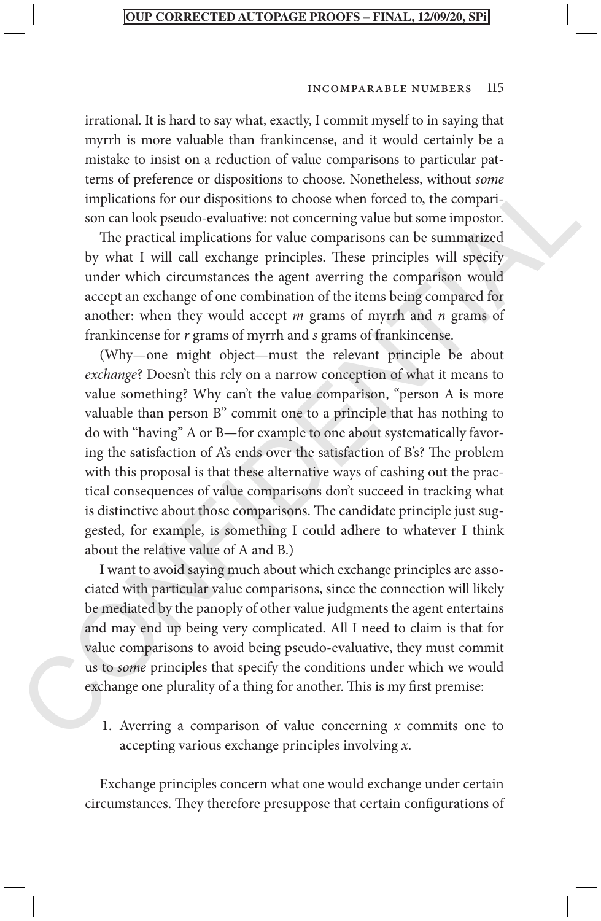irrational. It is hard to say what, exactly, I commit myself to in saying that myrrh is more valuable than frankincense, and it would certainly be a mistake to insist on a reduction of value comparisons to particular patterns of preference or dispositions to choose. Nonetheless, without *some* implications for our dispositions to choose when forced to, the comparison can look pseudo-evaluative: not concerning value but some impostor.

The practical implications for value comparisons can be summarized by what I will call exchange principles. These principles will specify under which circumstances the agent averring the comparison would accept an exchange of one combination of the items being compared for another: when they would accept $m$ grams of myrrh and $n$ grams of frankincense for $r$ grams of myrrh and $s$ grams of frankincense.

(Why—one might object—must the relevant principle be about *exchange*? Doesn't this rely on a narrow conception of what it means to value something? Why can't the value comparison, "person A is more valuable than person B" commit one to a principle that has nothing to do with "having" A or B—for example to one about systematically favoring the satisfaction of A's ends over the satisfaction of B's? The problem with this proposal is that these alternative ways of cashing out the practical consequences of value comparisons don't succeed in tracking what is distinctive about those comparisons. The candidate principle just suggested, for example, is something I could adhere to whatever I think about the relative value of A and B.)

I want to avoid saying much about which exchange principles are associated with particular value comparisons, since the connection will likely be mediated by the panoply of other value judgments the agent entertains and may end up being very complicated. All I need to claim is that for value comparisons to avoid being pseudo-evaluative, they must commit us to *some* principles that specify the conditions under which we would exchange one plurality of a thing for another. This is my first premise:

1. Averring a comparison of value concerning $x$ commits one to accepting various exchange principles involving $x$.

Exchange principles concern what one would exchange under certain circumstances. They therefore presuppose that certain configurations of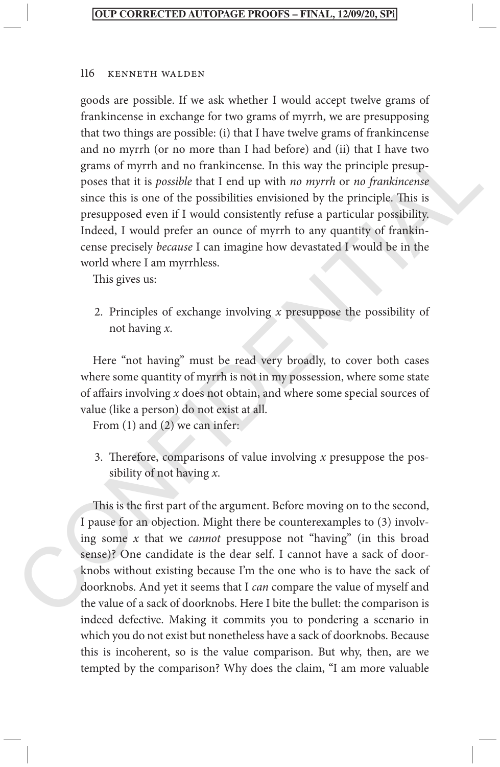goods are possible. If we ask whether I would accept twelve grams of frankincense in exchange for two grams of myrrh, we are presupposing that two things are possible: (i) that I have twelve grams of frankincense and no myrrh (or no more than I had before) and (ii) that I have two grams of myrrh and no frankincense. In this way the principle presupposes that it is *possible* that I end up with *no myrrh* or *no frankincense* since this is one of the possibilities envisioned by the principle. This is presupposed even if I would consistently refuse a particular possibility. Indeed, I would prefer an ounce of myrrh to any quantity of frankincense precisely *because* I can imagine how devastated I would be in the world where I am myrrhless.

This gives us:

2. Principles of exchange involving *x* presuppose the possibility of not having *x*.

Here "not having" must be read very broadly, to cover both cases where some quantity of myrrh is not in my possession, where some state of affairs involving *x* does not obtain, and where some special sources of value (like a person) do not exist at all.

From (1) and (2) we can infer:

3. Therefore, comparisons of value involving *x* presuppose the possibility of not having *x*.

This is the first part of the argument. Before moving on to the second, I pause for an objection. Might there be counterexamples to (3) involving some *x* that we *cannot* presuppose not "having" (in this broad sense)? One candidate is the dear self. I cannot have a sack of doorknobs without existing because I'm the one who is to have the sack of doorknobs. And yet it seems that I *can* compare the value of myself and the value of a sack of doorknobs. Here I bite the bullet: the comparison is indeed defective. Making it commits you to pondering a scenario in which you do not exist but nonetheless have a sack of doorknobs. Because this is incoherent, so is the value comparison. But why, then, are we tempted by the comparison? Why does the claim, "I am more valuable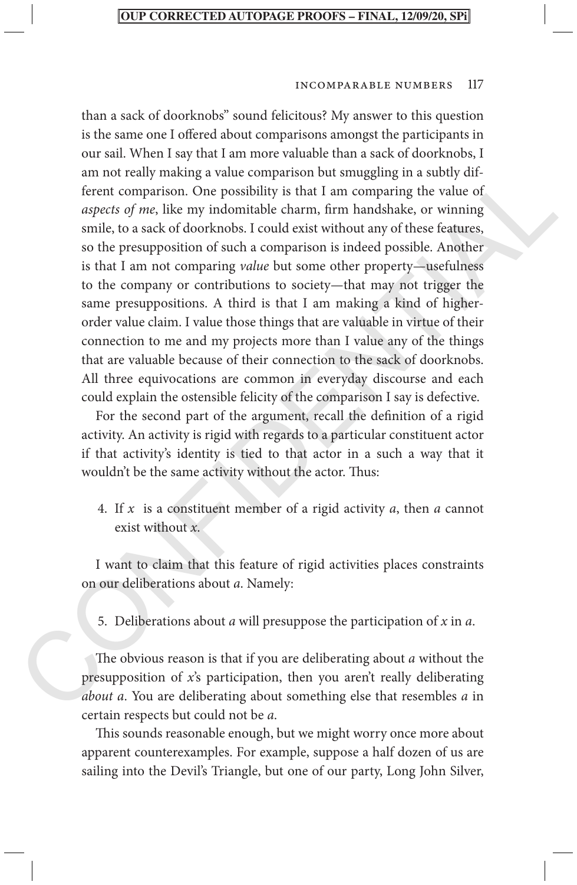than a sack of doorknobs" sound felicitous? My answer to this question is the same one I offered about comparisons amongst the participants in our sail. When I say that I am more valuable than a sack of doorknobs, I am not really making a value comparison but smuggling in a subtly different comparison. One possibility is that I am comparing the value of *aspects of me*, like my indomitable charm, firm handshake, or winning smile, to a sack of doorknobs. I could exist without any of these features, so the presupposition of such a comparison is indeed possible. Another is that I am not comparing *value* but some other property—usefulness to the company or contributions to society—that may not trigger the same presuppositions. A third is that I am making a kind of higher-order value claim. I value those things that are valuable in virtue of their connection to me and my projects more than I value any of the things that are valuable because of their connection to the sack of doorknobs. All three equivocations are common in everyday discourse and each could explain the ostensible felicity of the comparison I say is defective.

For the second part of the argument, recall the definition of a rigid activity. An activity is rigid with regards to a particular constituent actor if that activity's identity is tied to that actor in a such a way that it wouldn't be the same activity without the actor. Thus:

4. If $x$ is a constituent member of a rigid activity $a$, then $a$ cannot exist without $x$.

I want to claim that this feature of rigid activities places constraints on our deliberations about $a$. Namely:

5. Deliberations about $a$ will presuppose the participation of $x$ in $a$.

The obvious reason is that if you are deliberating about $a$ without the presupposition of $x$'s participation, then you aren't really deliberating *about* $a$. You are deliberating about something else that resembles $a$ in certain respects but could not be $a$.

This sounds reasonable enough, but we might worry once more about apparent counterexamples. For example, suppose a half dozen of us are sailing into the Devil's Triangle, but one of our party, Long John Silver,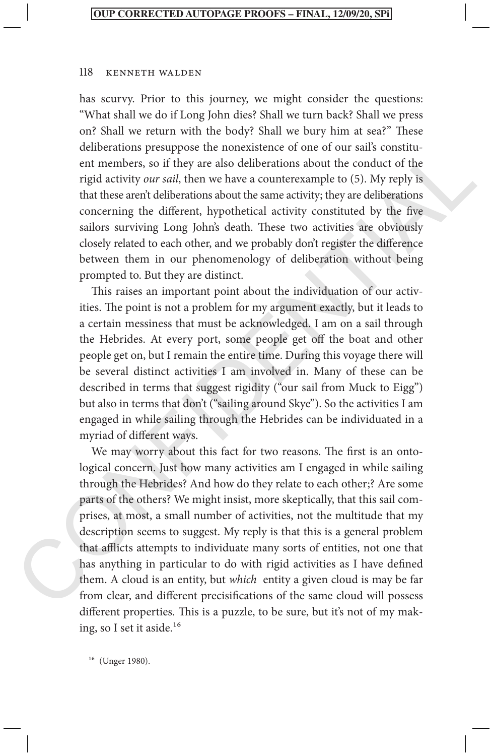has scurvy. Prior to this journey, we might consider the questions: "What shall we do if Long John dies? Shall we turn back? Shall we press on? Shall we return with the body? Shall we bury him at sea?" These deliberations presuppose the nonexistence of one of our sail's constituent members, so if they are also deliberations about the conduct of the rigid activity *our sail*, then we have a counterexample to (5). My reply is that these aren't deliberations about the same activity; they are deliberations concerning the different, hypothetical activity constituted by the five sailors surviving Long John's death. These two activities are obviously closely related to each other, and we probably don't register the difference between them in our phenomenology of deliberation without being prompted to. But they are distinct.

This raises an important point about the individuation of our activities. The point is not a problem for my argument exactly, but it leads to a certain messiness that must be acknowledged. I am on a sail through the Hebrides. At every port, some people get off the boat and other people get on, but I remain the entire time. During this voyage there will be several distinct activities I am involved in. Many of these can be described in terms that suggest rigidity ("our sail from Muck to Eigg") but also in terms that don't ("sailing around Skye"). So the activities I am engaged in while sailing through the Hebrides can be individuated in a myriad of different ways.

We may worry about this fact for two reasons. The first is an ontological concern. Just how many activities am I engaged in while sailing through the Hebrides? And how do they relate to each other;? Are some parts of the others? We might insist, more skeptically, that this sail comprises, at most, a small number of activities, not the multitude that my description seems to suggest. My reply is that this is a general problem that afflicts attempts to individuate many sorts of entities, not one that has anything in particular to do with rigid activities as I have defined them. A cloud is an entity, but *which* entity a given cloud is may be far from clear, and different precisifications of the same cloud will possess different properties. This is a puzzle, to be sure, but it's not of my making, so I set it aside.[16]

[16] (Unger 1980).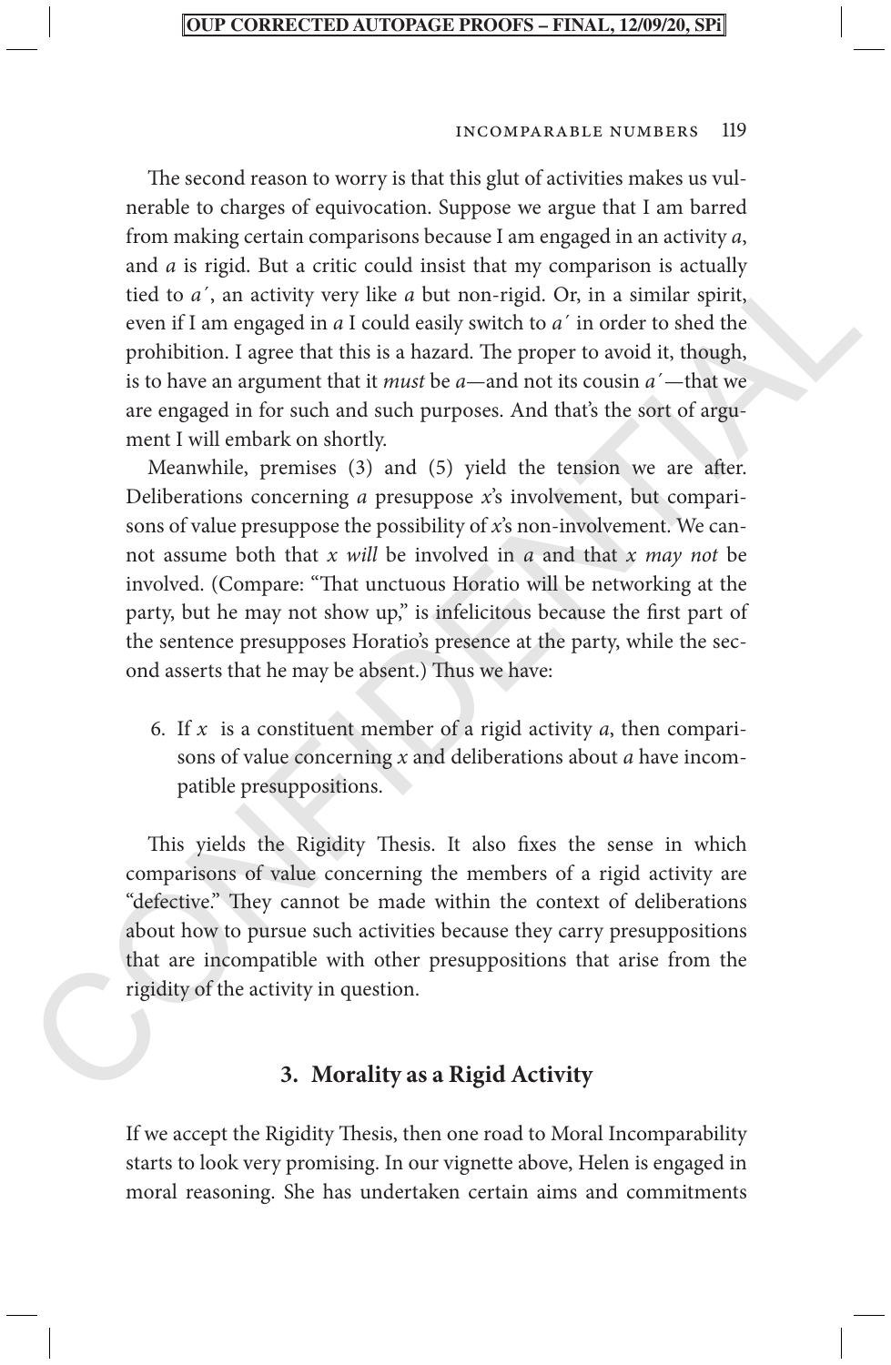The second reason to worry is that this glut of activities makes us vulnerable to charges of equivocation. Suppose we argue that I am barred from making certain comparisons because I am engaged in an activity *a*, and *a* is rigid. But a critic could insist that my comparison is actually tied to *a*′, an activity very like *a* but non-rigid. Or, in a similar spirit, even if I am engaged in *a* I could easily switch to *a*′ in order to shed the prohibition. I agree that this is a hazard. The proper to avoid it, though, is to have an argument that it *must* be *a*—and not its cousin *a*′—that we are engaged in for such and such purposes. And that's the sort of argument I will embark on shortly.

Meanwhile, premises (3) and (5) yield the tension we are after. Deliberations concerning *a* presuppose *x*'s involvement, but comparisons of value presuppose the possibility of *x*'s non-involvement. We cannot assume both that *x will* be involved in *a* and that *x may not* be involved. (Compare: "That unctuous Horatio will be networking at the party, but he may not show up," is infelicitous because the first part of the sentence presupposes Horatio's presence at the party, while the second asserts that he may be absent.) Thus we have:

6. If *x* is a constituent member of a rigid activity *a*, then comparisons of value concerning *x* and deliberations about *a* have incompatible presuppositions.

This yields the Rigidity Thesis. It also fixes the sense in which comparisons of value concerning the members of a rigid activity are "defective." They cannot be made within the context of deliberations about how to pursue such activities because they carry presuppositions that are incompatible with other presuppositions that arise from the rigidity of the activity in question.

## 3. Morality as a Rigid Activity

If we accept the Rigidity Thesis, then one road to Moral Incomparability starts to look very promising. In our vignette above, Helen is engaged in moral reasoning. She has undertaken certain aims and commitments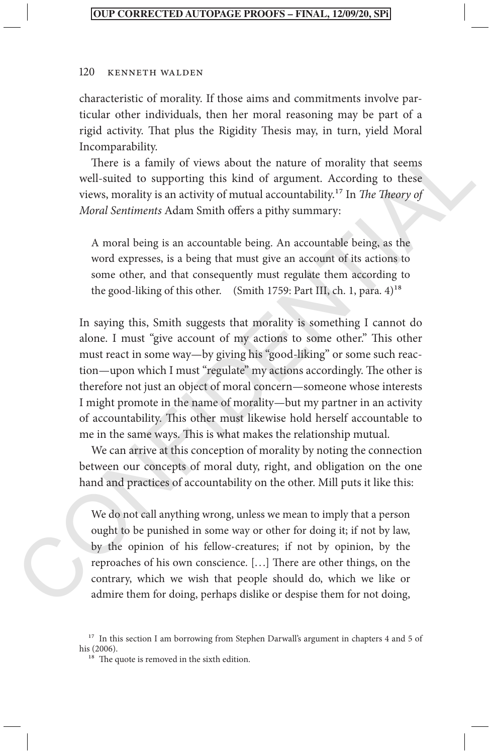characteristic of morality. If those aims and commitments involve particular other individuals, then her moral reasoning may be part of a rigid activity. That plus the Rigidity Thesis may, in turn, yield Moral Incomparability.

There is a family of views about the nature of morality that seems well-suited to supporting this kind of argument. According to these views, morality is an activity of mutual accountability.[17] In *The Theory of Moral Sentiments* Adam Smith offers a pithy summary:

> A moral being is an accountable being. An accountable being, as the word expresses, is a being that must give an account of its actions to some other, and that consequently must regulate them according to the good-liking of this other. (Smith 1759: Part III, ch. 1, para. 4)[18]

In saying this, Smith suggests that morality is something I cannot do alone. I must "give account of my actions to some other." This other must react in some way—by giving his "good-liking" or some such reaction—upon which I must "regulate" my actions accordingly. The other is therefore not just an object of moral concern—someone whose interests I might promote in the name of morality—but my partner in an activity of accountability. This other must likewise hold herself accountable to me in the same ways. This is what makes the relationship mutual.

We can arrive at this conception of morality by noting the connection between our concepts of moral duty, right, and obligation on the one hand and practices of accountability on the other. Mill puts it like this:

> We do not call anything wrong, unless we mean to imply that a person ought to be punished in some way or other for doing it; if not by law, by the opinion of his fellow-creatures; if not by opinion, by the reproaches of his own conscience. […] There are other things, on the contrary, which we wish that people should do, which we like or admire them for doing, perhaps dislike or despise them for not doing,

---

[17] In this section I am borrowing from Stephen Darwall's argument in chapters 4 and 5 of his (2006).

[18] The quote is removed in the sixth edition.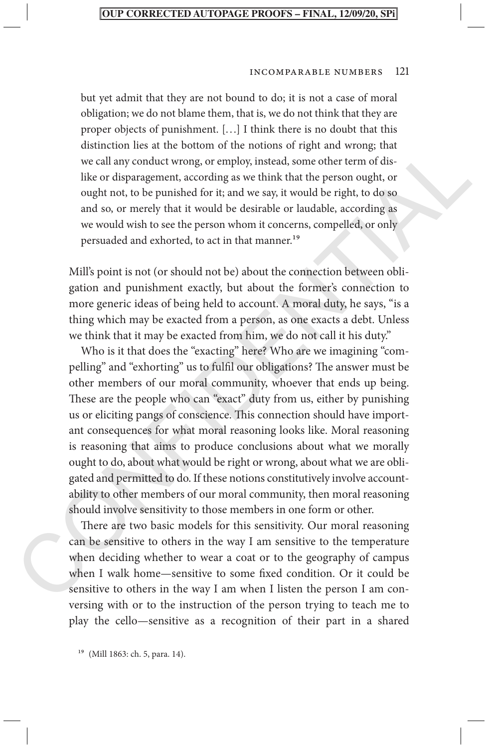> but yet admit that they are not bound to do; it is not a case of moral obligation; we do not blame them, that is, we do not think that they are proper objects of punishment. [...] I think there is no doubt that this distinction lies at the bottom of the notions of right and wrong; that we call any conduct wrong, or employ, instead, some other term of dislike or disparagement, according as we think that the person ought, or ought not, to be punished for it; and we say, it would be right, to do so and so, or merely that it would be desirable or laudable, according as we would wish to see the person whom it concerns, compelled, or only persuaded and exhorted, to act in that manner.[19]

Mill's point is not (or should not be) about the connection between obligation and punishment exactly, but about the former's connection to more generic ideas of being held to account. A moral duty, he says, "is a thing which may be exacted from a person, as one exacts a debt. Unless we think that it may be exacted from him, we do not call it his duty."

Who is it that does the "exacting" here? Who are we imagining "compelling" and "exhorting" us to fulfil our obligations? The answer must be other members of our moral community, whoever that ends up being. These are the people who can "exact" duty from us, either by punishing us or eliciting pangs of conscience. This connection should have important consequences for what moral reasoning looks like. Moral reasoning is reasoning that aims to produce conclusions about what we morally ought to do, about what would be right or wrong, about what we are obligated and permitted to do. If these notions constitutively involve accountability to other members of our moral community, then moral reasoning should involve sensitivity to those members in one form or other.

There are two basic models for this sensitivity. Our moral reasoning can be sensitive to others in the way I am sensitive to the temperature when deciding whether to wear a coat or to the geography of campus when I walk home—sensitive to some fixed condition. Or it could be sensitive to others in the way I am when I listen the person I am conversing with or to the instruction of the person trying to teach me to play the cello—sensitive as a recognition of their part in a shared

[19] (Mill 1863: ch. 5, para. 14).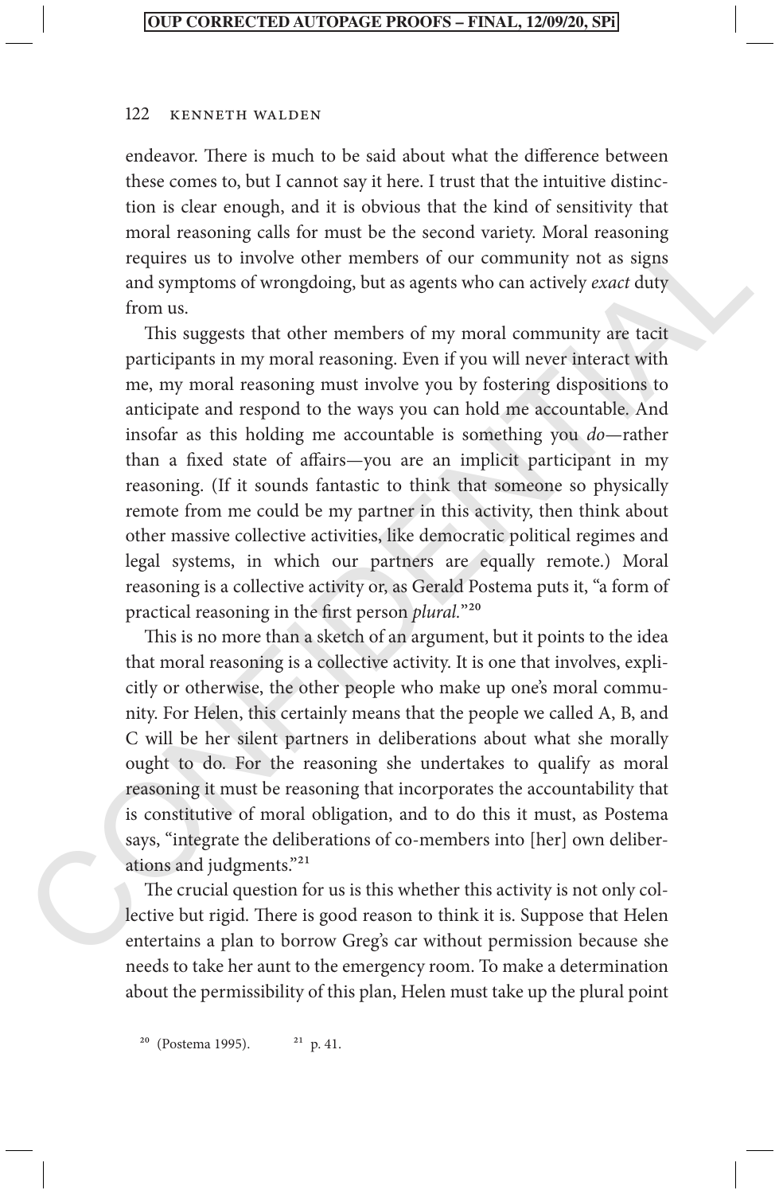endeavor. There is much to be said about what the difference between these comes to, but I cannot say it here. I trust that the intuitive distinction is clear enough, and it is obvious that the kind of sensitivity that moral reasoning calls for must be the second variety. Moral reasoning requires us to involve other members of our community not as signs and symptoms of wrongdoing, but as agents who can actively *exact* duty from us.

This suggests that other members of my moral community are tacit participants in my moral reasoning. Even if you will never interact with me, my moral reasoning must involve you by fostering dispositions to anticipate and respond to the ways you can hold me accountable. And insofar as this holding me accountable is something you *do*—rather than a fixed state of affairs—you are an implicit participant in my reasoning. (If it sounds fantastic to think that someone so physically remote from me could be my partner in this activity, then think about other massive collective activities, like democratic political regimes and legal systems, in which our partners are equally remote.) Moral reasoning is a collective activity or, as Gerald Postema puts it, "a form of practical reasoning in the first person *plural*."[20]

This is no more than a sketch of an argument, but it points to the idea that moral reasoning is a collective activity. It is one that involves, explicitly or otherwise, the other people who make up one's moral community. For Helen, this certainly means that the people we called A, B, and C will be her silent partners in deliberations about what she morally ought to do. For the reasoning she undertakes to qualify as moral reasoning it must be reasoning that incorporates the accountability that is constitutive of moral obligation, and to do this it must, as Postema says, "integrate the deliberations of co-members into [her] own deliberations and judgments."[21]

The crucial question for us is this whether this activity is not only collective but rigid. There is good reason to think it is. Suppose that Helen entertains a plan to borrow Greg's car without permission because she needs to take her aunt to the emergency room. To make a determination about the permissibility of this plan, Helen must take up the plural point

[20] (Postema 1995). [21] p. 41.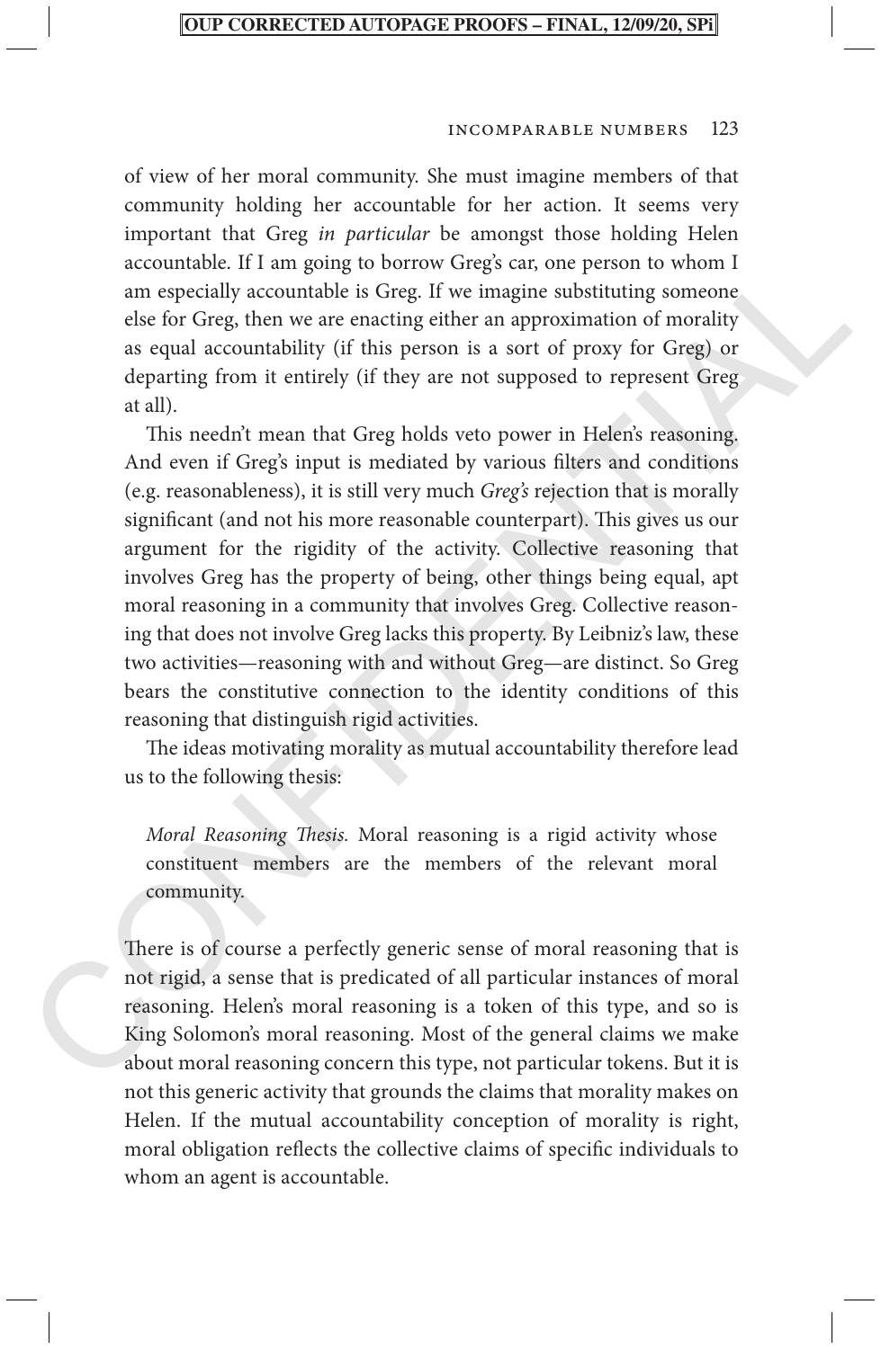of view of her moral community. She must imagine members of that community holding her accountable for her action. It seems very important that Greg *in particular* be amongst those holding Helen accountable. If I am going to borrow Greg's car, one person to whom I am especially accountable is Greg. If we imagine substituting someone else for Greg, then we are enacting either an approximation of morality as equal accountability (if this person is a sort of proxy for Greg) or departing from it entirely (if they are not supposed to represent Greg at all).

This needn't mean that Greg holds veto power in Helen's reasoning. And even if Greg's input is mediated by various filters and conditions (e.g. reasonableness), it is still very much *Greg's* rejection that is morally significant (and not his more reasonable counterpart). This gives us our argument for the rigidity of the activity. Collective reasoning that involves Greg has the property of being, other things being equal, apt moral reasoning in a community that involves Greg. Collective reasoning that does not involve Greg lacks this property. By Leibniz's law, these two activities—reasoning with and without Greg—are distinct. So Greg bears the constitutive connection to the identity conditions of this reasoning that distinguish rigid activities.

The ideas motivating morality as mutual accountability therefore lead us to the following thesis:

> *Moral Reasoning Thesis.* Moral reasoning is a rigid activity whose constituent members are the members of the relevant moral community.

There is of course a perfectly generic sense of moral reasoning that is not rigid, a sense that is predicated of all particular instances of moral reasoning. Helen's moral reasoning is a token of this type, and so is King Solomon's moral reasoning. Most of the general claims we make about moral reasoning concern this type, not particular tokens. But it is not this generic activity that grounds the claims that morality makes on Helen. If the mutual accountability conception of morality is right, moral obligation reflects the collective claims of specific individuals to whom an agent is accountable.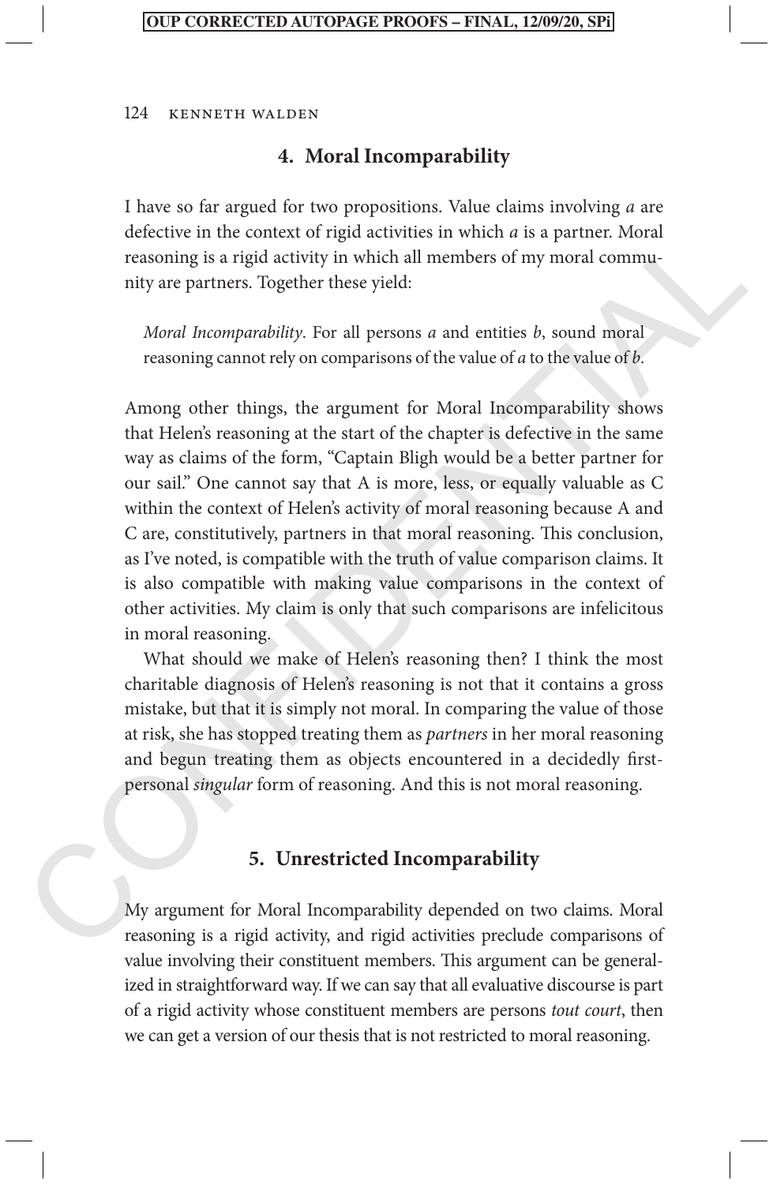## 4. Moral Incomparability

I have so far argued for two propositions. Value claims involving *a* are defective in the context of rigid activities in which *a* is a partner. Moral reasoning is a rigid activity in which all members of my moral community are partners. Together these yield:

> *Moral Incomparability*. For all persons *a* and entities *b*, sound moral reasoning cannot rely on comparisons of the value of *a* to the value of *b*.

Among other things, the argument for Moral Incomparability shows that Helen's reasoning at the start of the chapter is defective in the same way as claims of the form, "Captain Bligh would be a better partner for our sail." One cannot say that A is more, less, or equally valuable as C within the context of Helen's activity of moral reasoning because A and C are, constitutively, partners in that moral reasoning. This conclusion, as I've noted, is compatible with the truth of value comparison claims. It is also compatible with making value comparisons in the context of other activities. My claim is only that such comparisons are infelicitous in moral reasoning.

What should we make of Helen's reasoning then? I think the most charitable diagnosis of Helen's reasoning is not that it contains a gross mistake, but that it is simply not moral. In comparing the value of those at risk, she has stopped treating them as *partners* in her moral reasoning and begun treating them as objects encountered in a decidedly first-personal *singular* form of reasoning. And this is not moral reasoning.

## 5. Unrestricted Incomparability

My argument for Moral Incomparability depended on two claims. Moral reasoning is a rigid activity, and rigid activities preclude comparisons of value involving their constituent members. This argument can be generalized in straightforward way. If we can say that all evaluative discourse is part of a rigid activity whose constituent members are persons *tout court*, then we can get a version of our thesis that is not restricted to moral reasoning.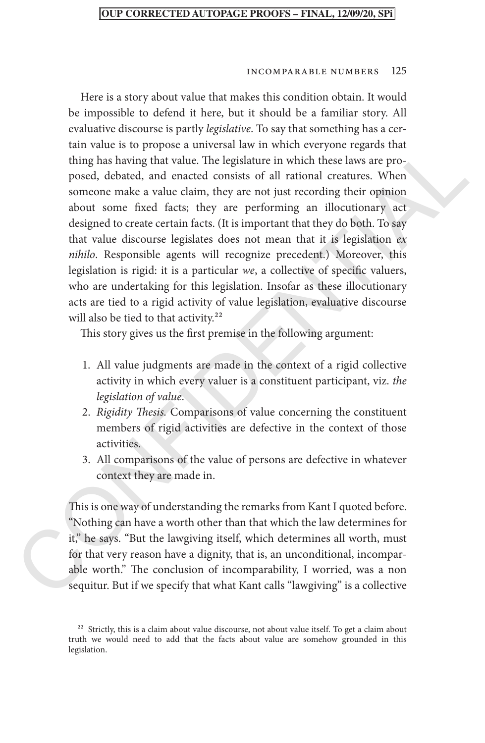Here is a story about value that makes this condition obtain. It would be impossible to defend it here, but it should be a familiar story. All evaluative discourse is partly *legislative*. To say that something has a certain value is to propose a universal law in which everyone regards that thing has having that value. The legislature in which these laws are proposed, debated, and enacted consists of all rational creatures. When someone make a value claim, they are not just recording their opinion about some fixed facts; they are performing an illocutionary act designed to create certain facts. (It is important that they do both. To say that value discourse legislates does not mean that it is legislation *ex nihilo*. Responsible agents will recognize precedent.) Moreover, this legislation is rigid: it is a particular *we*, a collective of specific valuers, who are undertaking for this legislation. Insofar as these illocutionary acts are tied to a rigid activity of value legislation, evaluative discourse will also be tied to that activity.[22]

This story gives us the first premise in the following argument:

1. All value judgments are made in the context of a rigid collective activity in which every valuer is a constituent participant, viz. *the legislation of value*.
2. *Rigidity Thesis.* Comparisons of value concerning the constituent members of rigid activities are defective in the context of those activities.
3. All comparisons of the value of persons are defective in whatever context they are made in.

This is one way of understanding the remarks from Kant I quoted before. "Nothing can have a worth other than that which the law determines for it," he says. "But the lawgiving itself, which determines all worth, must for that very reason have a dignity, that is, an unconditional, incomparable worth." The conclusion of incomparability, I worried, was a non sequitur. But if we specify that what Kant calls "lawgiving" is a collective

[22] Strictly, this is a claim about value discourse, not about value itself. To get a claim about truth we would need to add that the facts about value are somehow grounded in this legislation.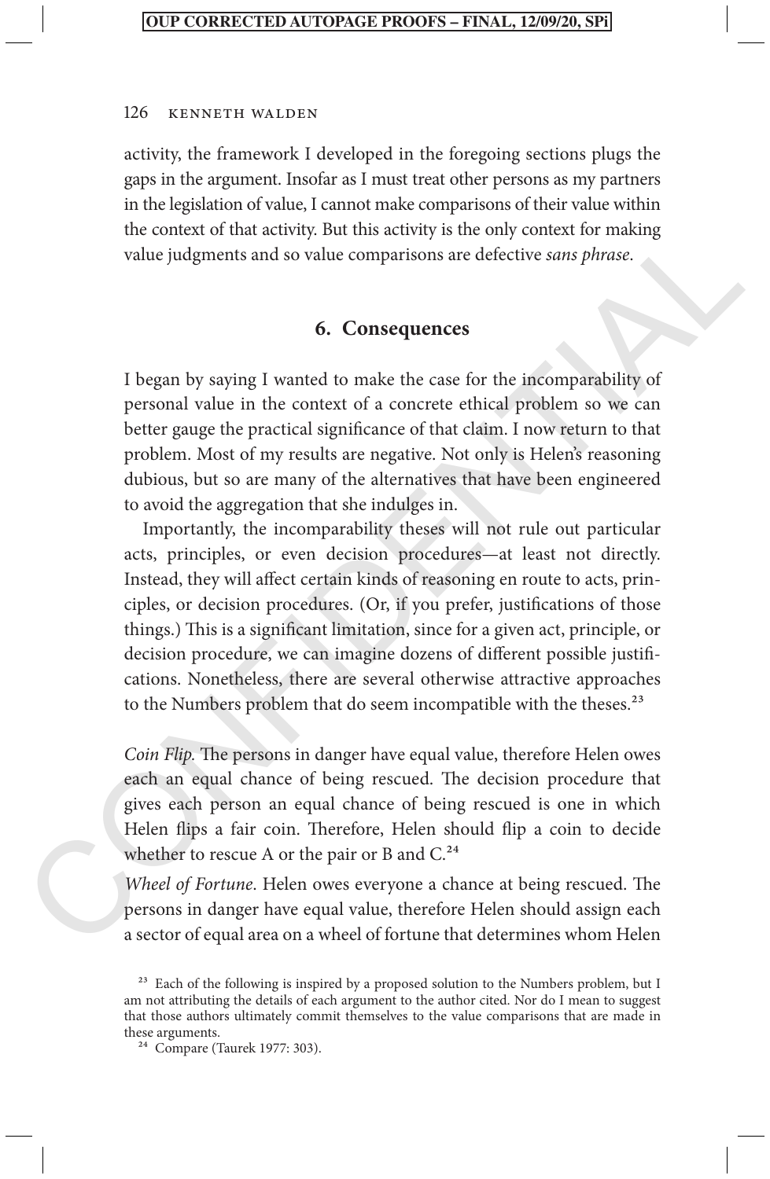activity, the framework I developed in the foregoing sections plugs the gaps in the argument. Insofar as I must treat other persons as my partners in the legislation of value, I cannot make comparisons of their value within the context of that activity. But this activity is the only context for making value judgments and so value comparisons are defective *sans phrase*.

## 6. Consequences

I began by saying I wanted to make the case for the incomparability of personal value in the context of a concrete ethical problem so we can better gauge the practical significance of that claim. I now return to that problem. Most of my results are negative. Not only is Helen's reasoning dubious, but so are many of the alternatives that have been engineered to avoid the aggregation that she indulges in.

Importantly, the incomparability theses will not rule out particular acts, principles, or even decision procedures—at least not directly. Instead, they will affect certain kinds of reasoning en route to acts, principles, or decision procedures. (Or, if you prefer, justifications of those things.) This is a significant limitation, since for a given act, principle, or decision procedure, we can imagine dozens of different possible justifications. Nonetheless, there are several otherwise attractive approaches to the Numbers problem that do seem incompatible with the theses.[23]

*Coin Flip.* The persons in danger have equal value, therefore Helen owes each an equal chance of being rescued. The decision procedure that gives each person an equal chance of being rescued is one in which Helen flips a fair coin. Therefore, Helen should flip a coin to decide whether to rescue A or the pair or B and C.[24]

*Wheel of Fortune*. Helen owes everyone a chance at being rescued. The persons in danger have equal value, therefore Helen should assign each a sector of equal area on a wheel of fortune that determines whom Helen

[23] Each of the following is inspired by a proposed solution to the Numbers problem, but I am not attributing the details of each argument to the author cited. Nor do I mean to suggest that those authors ultimately commit themselves to the value comparisons that are made in these arguments.

[24] Compare (Taurek 1977: 303).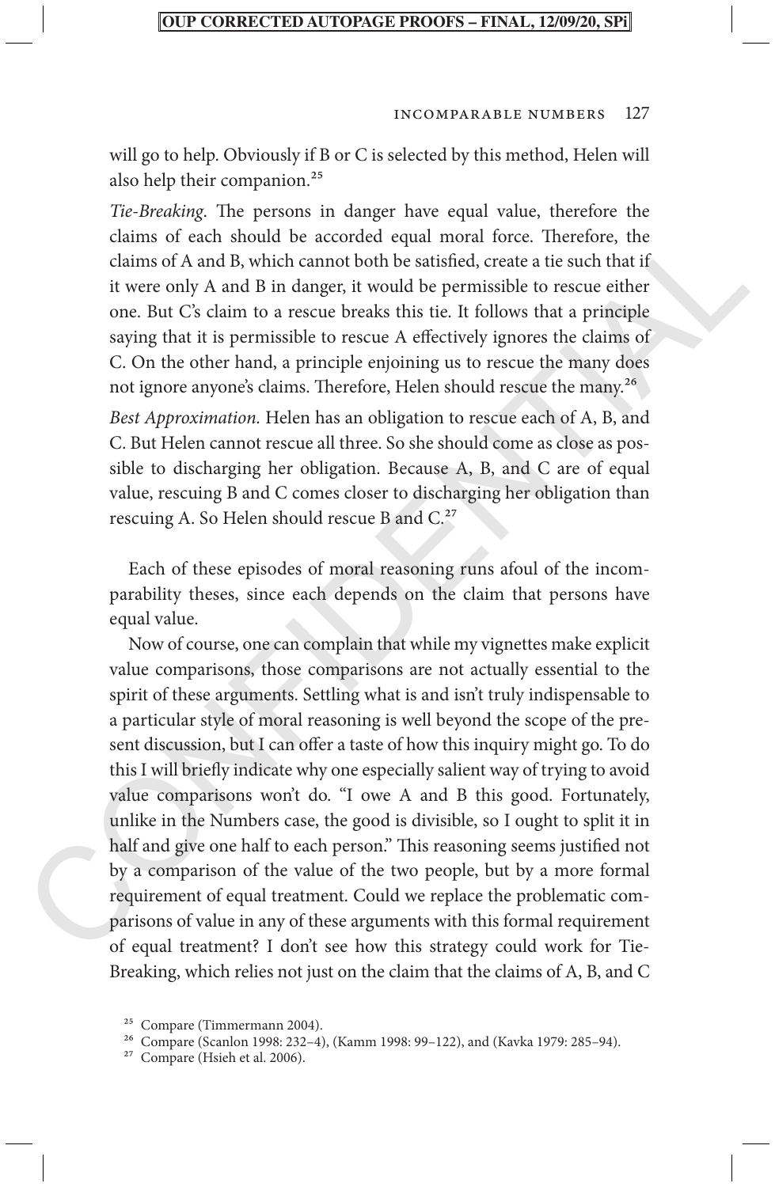will go to help. Obviously if B or C is selected by this method, Helen will also help their companion.[25]

*Tie-Breaking*. The persons in danger have equal value, therefore the claims of each should be accorded equal moral force. Therefore, the claims of A and B, which cannot both be satisfied, create a tie such that if it were only A and B in danger, it would be permissible to rescue either one. But C's claim to a rescue breaks this tie. It follows that a principle saying that it is permissible to rescue A effectively ignores the claims of C. On the other hand, a principle enjoining us to rescue the many does not ignore anyone's claims. Therefore, Helen should rescue the many.[26]

*Best Approximation*. Helen has an obligation to rescue each of A, B, and C. But Helen cannot rescue all three. So she should come as close as possible to discharging her obligation. Because A, B, and C are of equal value, rescuing B and C comes closer to discharging her obligation than rescuing A. So Helen should rescue B and C.[27]

Each of these episodes of moral reasoning runs afoul of the incomparability theses, since each depends on the claim that persons have equal value.

Now of course, one can complain that while my vignettes make explicit value comparisons, those comparisons are not actually essential to the spirit of these arguments. Settling what is and isn't truly indispensable to a particular style of moral reasoning is well beyond the scope of the present discussion, but I can offer a taste of how this inquiry might go. To do this I will briefly indicate why one especially salient way of trying to avoid value comparisons won't do. "I owe A and B this good. Fortunately, unlike in the Numbers case, the good is divisible, so I ought to split it in half and give one half to each person." This reasoning seems justified not by a comparison of the value of the two people, but by a more formal requirement of equal treatment. Could we replace the problematic comparisons of value in any of these arguments with this formal requirement of equal treatment? I don't see how this strategy could work for Tie-Breaking, which relies not just on the claim that the claims of A, B, and C

[25] Compare (Timmermann 2004).

[26] Compare (Scanlon 1998: 232–4), (Kamm 1998: 99–122), and (Kavka 1979: 285–94).

[27] Compare (Hsieh et al. 2006).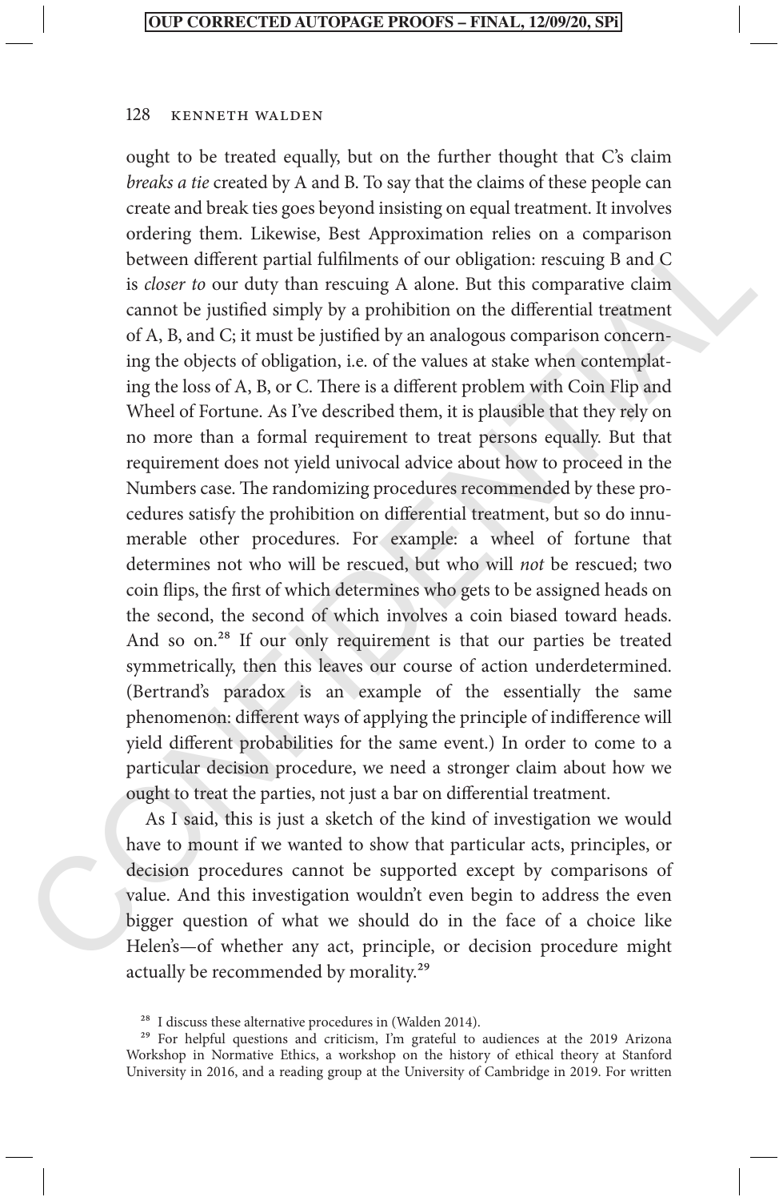ought to be treated equally, but on the further thought that C's claim *breaks a tie* created by A and B. To say that the claims of these people can create and break ties goes beyond insisting on equal treatment. It involves ordering them. Likewise, Best Approximation relies on a comparison between different partial fulfilments of our obligation: rescuing B and C is *closer to* our duty than rescuing A alone. But this comparative claim cannot be justified simply by a prohibition on the differential treatment of A, B, and C; it must be justified by an analogous comparison concerning the objects of obligation, i.e. of the values at stake when contemplating the loss of A, B, or C. There is a different problem with Coin Flip and Wheel of Fortune. As I've described them, it is plausible that they rely on no more than a formal requirement to treat persons equally. But that requirement does not yield univocal advice about how to proceed in the Numbers case. The randomizing procedures recommended by these procedures satisfy the prohibition on differential treatment, but so do innumerable other procedures. For example: a wheel of fortune that determines not who will be rescued, but who will *not* be rescued; two coin flips, the first of which determines who gets to be assigned heads on the second, the second of which involves a coin biased toward heads. And so on.[28] If our only requirement is that our parties be treated symmetrically, then this leaves our course of action underdetermined. (Bertrand's paradox is an example of the essentially the same phenomenon: different ways of applying the principle of indifference will yield different probabilities for the same event.) In order to come to a particular decision procedure, we need a stronger claim about how we ought to treat the parties, not just a bar on differential treatment.

As I said, this is just a sketch of the kind of investigation we would have to mount if we wanted to show that particular acts, principles, or decision procedures cannot be supported except by comparisons of value. And this investigation wouldn't even begin to address the even bigger question of what we should do in the face of a choice like Helen's—of whether any act, principle, or decision procedure might actually be recommended by morality.[29]

[28] I discuss these alternative procedures in (Walden 2014).

[29] For helpful questions and criticism, I'm grateful to audiences at the 2019 Arizona Workshop in Normative Ethics, a workshop on the history of ethical theory at Stanford University in 2016, and a reading group at the University of Cambridge in 2019. For written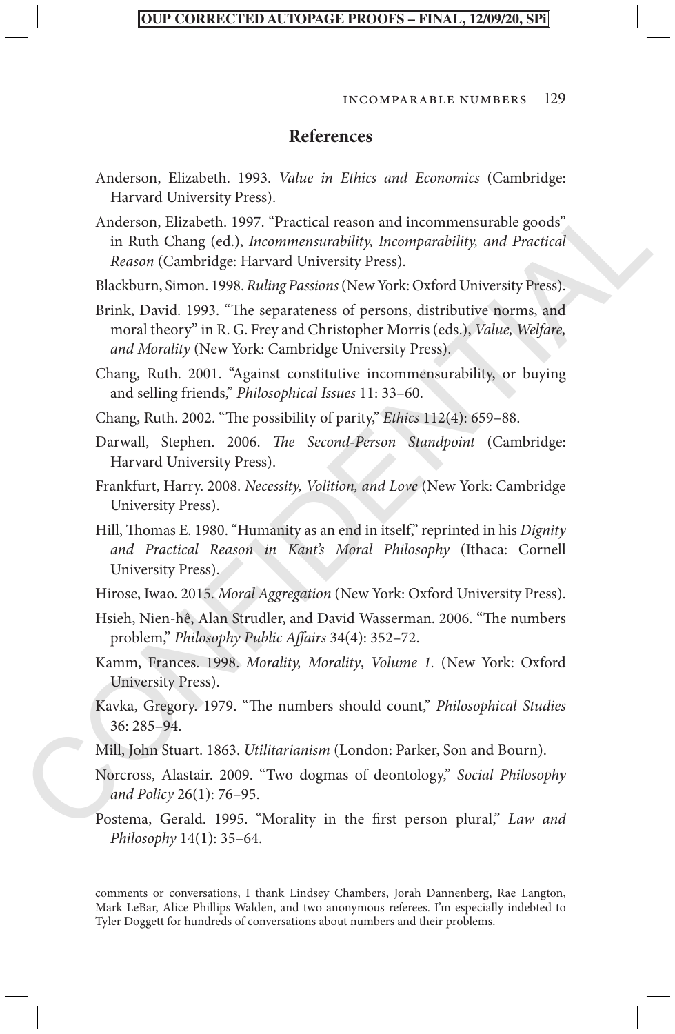## References

Anderson, Elizabeth. 1993. *Value in Ethics and Economics* (Cambridge: Harvard University Press).

Anderson, Elizabeth. 1997. "Practical reason and incommensurable goods" in Ruth Chang (ed.), *Incommensurability, Incomparability, and Practical Reason* (Cambridge: Harvard University Press).

Blackburn, Simon. 1998. *Ruling Passions* (New York: Oxford University Press).

Brink, David. 1993. "The separateness of persons, distributive norms, and moral theory" in R. G. Frey and Christopher Morris (eds.), *Value, Welfare, and Morality* (New York: Cambridge University Press).

Chang, Ruth. 2001. "Against constitutive incommensurability, or buying and selling friends," *Philosophical Issues* 11: 33–60.

Chang, Ruth. 2002. "The possibility of parity," *Ethics* 112(4): 659–88.

Darwall, Stephen. 2006. *The Second-Person Standpoint* (Cambridge: Harvard University Press).

Frankfurt, Harry. 2008. *Necessity, Volition, and Love* (New York: Cambridge University Press).

Hill, Thomas E. 1980. "Humanity as an end in itself," reprinted in his *Dignity and Practical Reason in Kant's Moral Philosophy* (Ithaca: Cornell University Press).

Hirose, Iwao. 2015. *Moral Aggregation* (New York: Oxford University Press).

Hsieh, Nien-hê, Alan Strudler, and David Wasserman. 2006. "The numbers problem," *Philosophy Public Affairs* 34(4): 352–72.

Kamm, Frances. 1998. *Morality, Morality*, *Volume 1.* (New York: Oxford University Press).

Kavka, Gregory. 1979. "The numbers should count," *Philosophical Studies* 36: 285–94.

Mill, John Stuart. 1863. *Utilitarianism* (London: Parker, Son and Bourn).

Norcross, Alastair. 2009. "Two dogmas of deontology," *Social Philosophy and Policy* 26(1): 76–95.

Postema, Gerald. 1995. "Morality in the first person plural," *Law and Philosophy* 14(1): 35–64.

comments or conversations, I thank Lindsey Chambers, Jorah Dannenberg, Rae Langton, Mark LeBar, Alice Phillips Walden, and two anonymous referees. I'm especially indebted to Tyler Doggett for hundreds of conversations about numbers and their problems.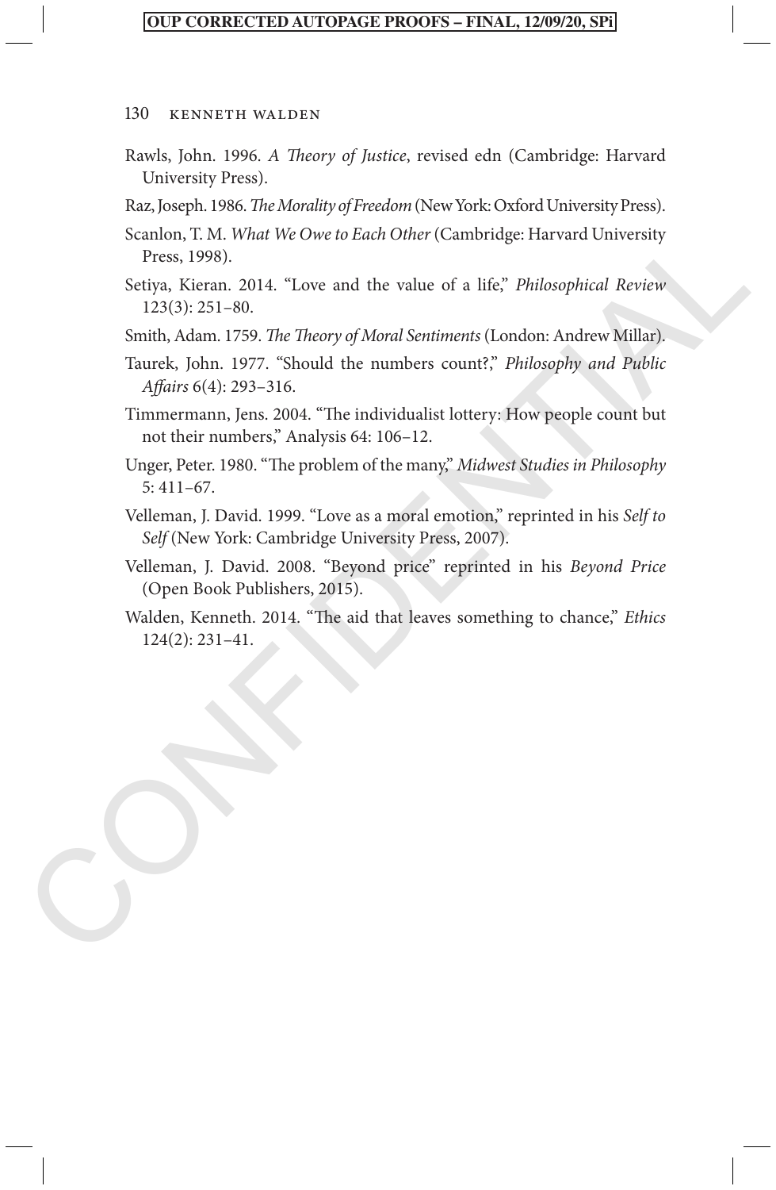Rawls, John. 1996. *A Theory of Justice*, revised edn (Cambridge: Harvard University Press).

Raz, Joseph. 1986. *The Morality of Freedom* (New York: Oxford University Press).

Scanlon, T. M. *What We Owe to Each Other* (Cambridge: Harvard University Press, 1998).

Setiya, Kieran. 2014. "Love and the value of a life," *Philosophical Review* 123(3): 251–80.

Smith, Adam. 1759. *The Theory of Moral Sentiments* (London: Andrew Millar).

Taurek, John. 1977. "Should the numbers count?," *Philosophy and Public Affairs* 6(4): 293–316.

Timmermann, Jens. 2004. "The individualist lottery: How people count but not their numbers," Analysis 64: 106–12.

Unger, Peter. 1980. "The problem of the many," *Midwest Studies in Philosophy* 5: 411–67.

Velleman, J. David. 1999. "Love as a moral emotion," reprinted in his *Self to Self* (New York: Cambridge University Press, 2007).

Velleman, J. David. 2008. "Beyond price" reprinted in his *Beyond Price* (Open Book Publishers, 2015).

Walden, Kenneth. 2014. "The aid that leaves something to chance," *Ethics* 124(2): 231–41.